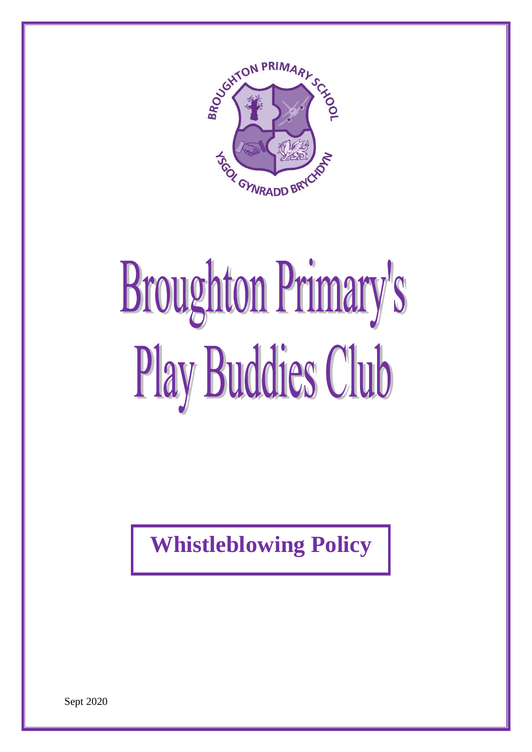# Broughton Primary's Play Buddies Club

## Whistleblowing Policy

Sept 2020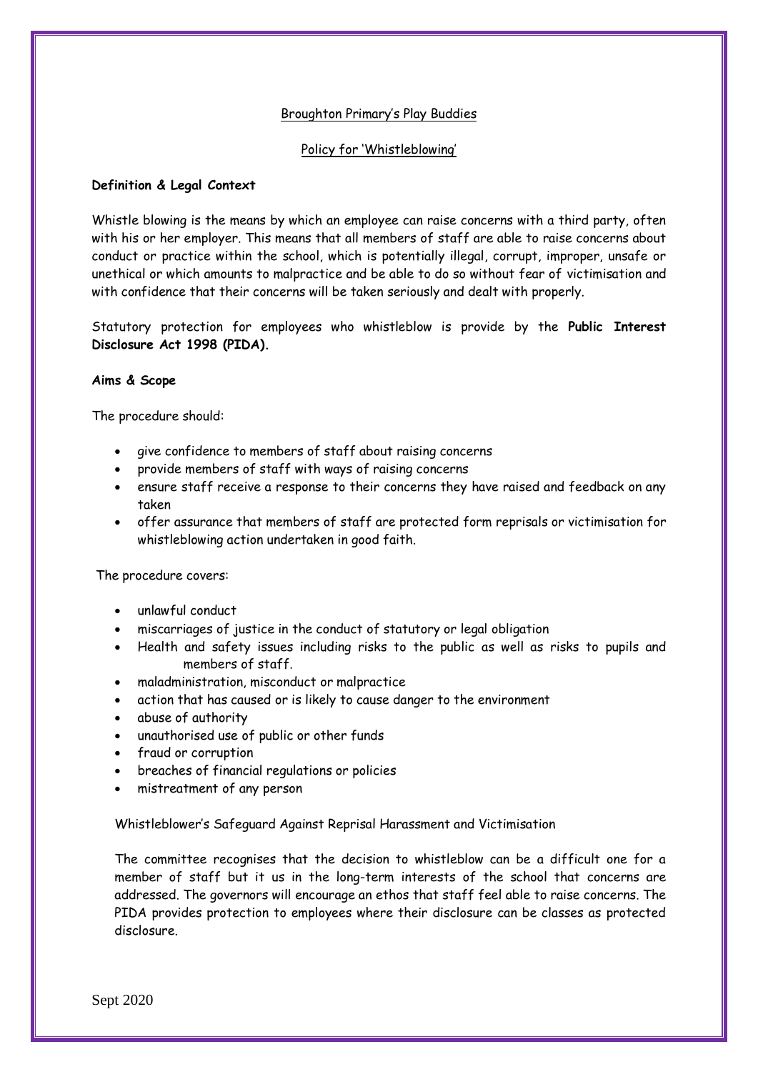Broughton Primary's Play Buddies

Policy for 'Whistleblowing'

**Definition & Legal Context**

Whistle blowing is the means by which an employee can raise concerns with a third party, often with his or her employer. This means that all members of staff are able to raise concerns about conduct or practice within the school, which is potentially illegal, corrupt, improper, unsafe or unethical or which amounts to malpractice and be able to do so without fear of victimisation and with confidence that their concerns will be taken seriously and dealt with properly.

Statutory protection for employees who whistleblow is provide by the **Public Interest Disclosure Act 1998 (PIDA).**

**Aims & Scope**

The procedure should:

- give confidence to members of staff about raising concerns
- provide members of staff with ways of raising concerns
- ensure staff receive a response to their concerns they have raised and feedback on any taken
- offer assurance that members of staff are protected form reprisals or victimisation for whistleblowing action undertaken in good faith.

The procedure covers:

- unlawful conduct
- miscarriages of justice in the conduct of statutory or legal obligation
- Health and safety issues including risks to the public as well as risks to pupils and members of staff.
- maladministration, misconduct or malpractice
- action that has caused or is likely to cause danger to the environment
- abuse of authority
- unauthorised use of public or other funds
- fraud or corruption
- breaches of financial regulations or policies
- mistreatment of any person

Whistleblower's Safeguard Against Reprisal Harassment and Victimisation

The committee recognises that the decision to whistleblow can be a difficult one for a member of staff but it us in the long-term interests of the school that concerns are addressed. The governors will encourage an ethos that staff feel able to raise concerns. The PIDA provides protection to employees where their disclosure can be classes as protected disclosure.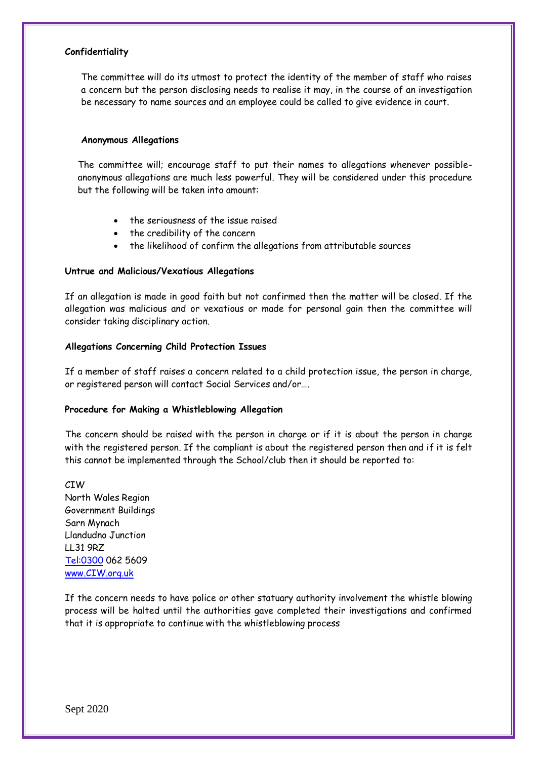**Confidentiality**

The committee will do its utmost to protect the identity of the member of staff who raises a concern but the person disclosing needs to realise it may, in the course of an investigation be necessary to name sources and an employee could be called to give evidence in court.

**Anonymous Allegations**

The committee will; encourage staff to put their names to allegations whenever possible- anonymous allegations are much less powerful. They will be considered under this procedure but the following will be taken into amount:

- the seriousness of the issue raised
- the credibility of the concern
- the likelihood of confirm the allegations from attributable sources

**Untrue and Malicious/Vexatious Allegations**

If an allegation is made in good faith but not confirmed then the matter will be closed. If the allegation was malicious and or vexatious or made for personal gain then the committee will consider taking disciplinary action.

**Allegations Concerning Child Protection Issues**

If a member of staff raises a concern related to a child protection issue, the person in charge, or registered person will contact Social Services and/or….

**Procedure for Making a Whistleblowing Allegation**

The concern should be raised with the person in charge or if it is about the person in charge with the registered person. If the compliant is about the registered person then and if it is felt this cannot be implemented through the School/club then it should be reported to:

CIW
North Wales Region
Government Buildings
Sarn Mynach
Llandudno Junction
LL31 9RZ
Tel:0300 062 5609
www.CIW.org.uk

If the concern needs to have police or other statuary authority involvement the whistle blowing process will be halted until the authorities gave completed their investigations and confirmed that it is appropriate to continue with the whistleblowing process

Sept 2020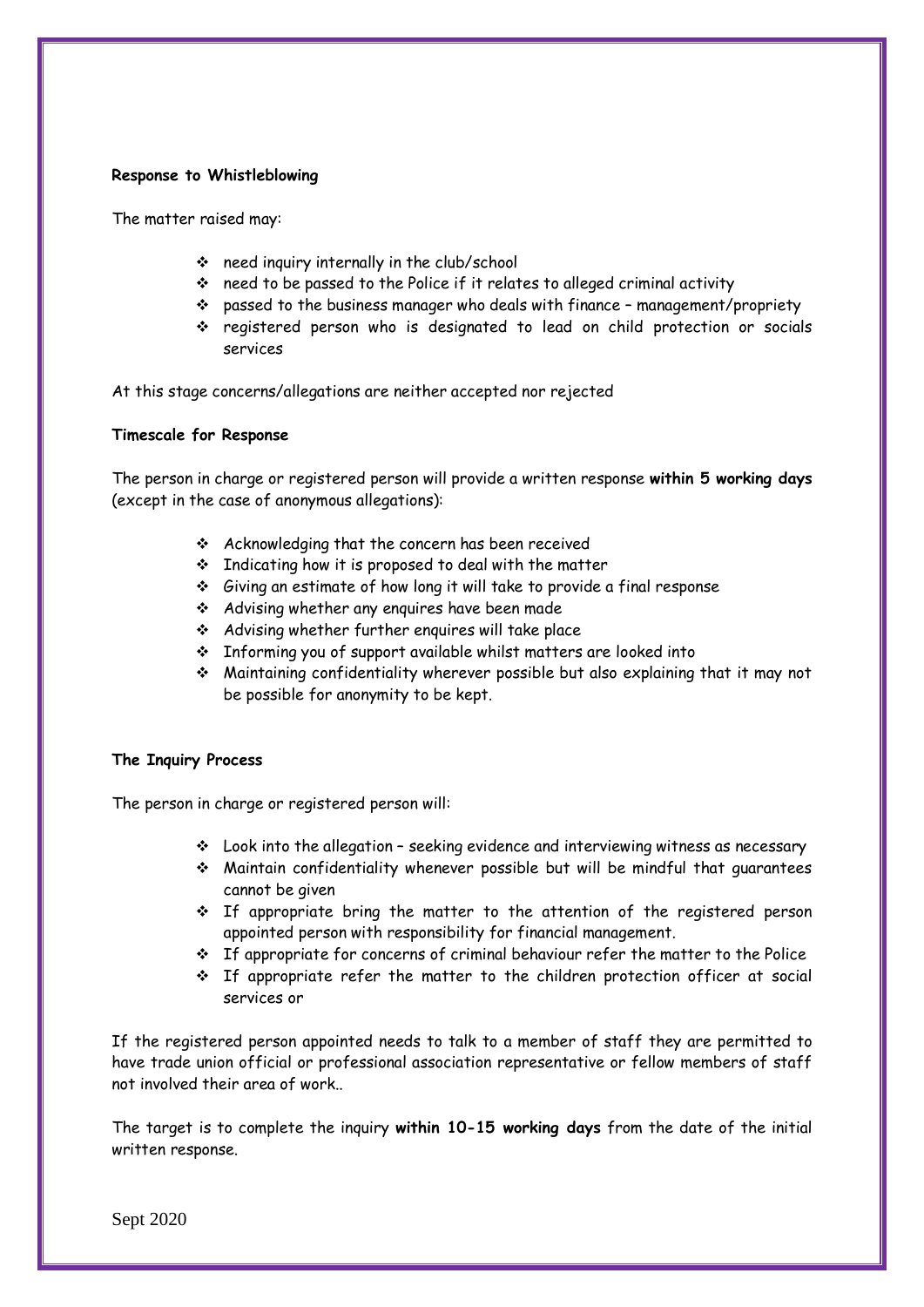**Response to Whistleblowing**

The matter raised may:

- need inquiry internally in the club/school
- need to be passed to the Police if it relates to alleged criminal activity
- passed to the business manager who deals with finance – management/propriety
- registered person who is designated to lead on child protection or socials services

At this stage concerns/allegations are neither accepted nor rejected

**Timescale for Response**

The person in charge or registered person will provide a written response **within 5 working days** (except in the case of anonymous allegations):

- Acknowledging that the concern has been received
- Indicating how it is proposed to deal with the matter
- Giving an estimate of how long it will take to provide a final response
- Advising whether any enquires have been made
- Advising whether further enquires will take place
- Informing you of support available whilst matters are looked into
- Maintaining confidentiality wherever possible but also explaining that it may not be possible for anonymity to be kept.

**The Inquiry Process**

The person in charge or registered person will:

- Look into the allegation – seeking evidence and interviewing witness as necessary
- Maintain confidentiality whenever possible but will be mindful that guarantees cannot be given
- If appropriate bring the matter to the attention of the registered person appointed person with responsibility for financial management.
- If appropriate for concerns of criminal behaviour refer the matter to the Police
- If appropriate refer the matter to the children protection officer at social services or

If the registered person appointed needs to talk to a member of staff they are permitted to have trade union official or professional association representative or fellow members of staff not involved their area of work..

The target is to complete the inquiry **within 10-15 working days** from the date of the initial written response.

Sept 2020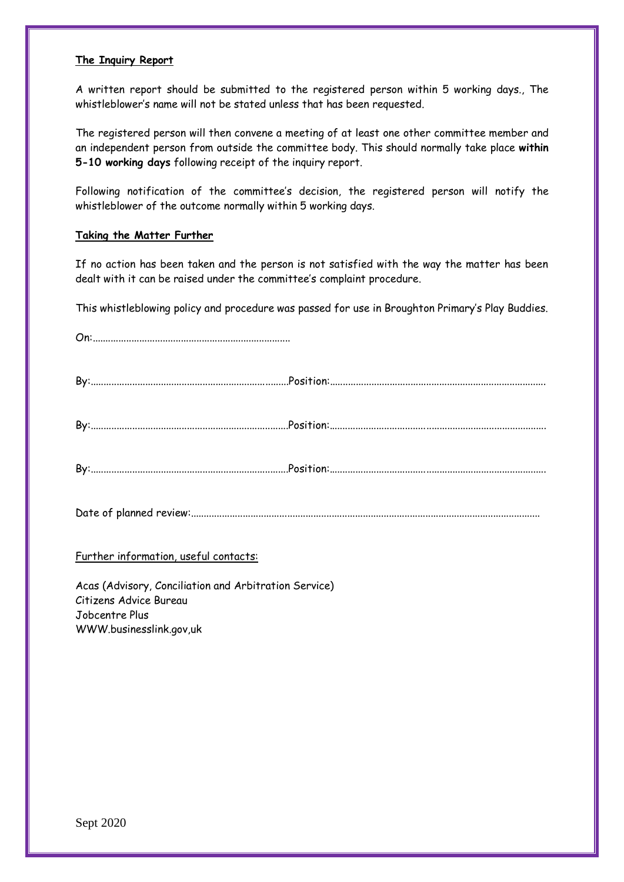**The Inquiry Report**

A written report should be submitted to the registered person within 5 working days., The whistleblower's name will not be stated unless that has been requested.

The registered person will then convene a meeting of at least one other committee member and an independent person from outside the committee body. This should normally take place **within 5-10 working days** following receipt of the inquiry report.

Following notification of the committee's decision, the registered person will notify the whistleblower of the outcome normally within 5 working days.

**Taking the Matter Further**

If no action has been taken and the person is not satisfied with the way the matter has been dealt with it can be raised under the committee's complaint procedure.

This whistleblowing policy and procedure was passed for use in Broughton Primary's Play Buddies.

On:…………………………………………………………………

By:…………………………………………………………………Position:………………………………………………………………………

By:…………………………………………………………………Position:………………………………………………………………………

By:…………………………………………………………………Position:………………………………………………………………………

Date of planned review:……………………………………………………………………………………………………………………

Further information, useful contacts:

Acas (Advisory, Conciliation and Arbitration Service)
Citizens Advice Bureau
Jobcentre Plus
WWW.businesslink.gov,uk

Sept 2020